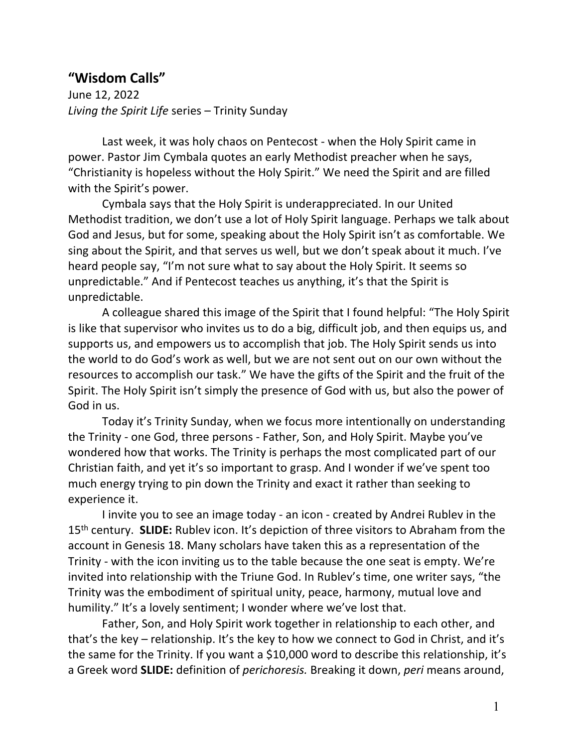## "Wisdom Calls"

June 12, 2022
*Living the Spirit Life* series – Trinity Sunday

Last week, it was holy chaos on Pentecost - when the Holy Spirit came in power. Pastor Jim Cymbala quotes an early Methodist preacher when he says, "Christianity is hopeless without the Holy Spirit." We need the Spirit and are filled with the Spirit's power.

Cymbala says that the Holy Spirit is underappreciated. In our United Methodist tradition, we don't use a lot of Holy Spirit language. Perhaps we talk about God and Jesus, but for some, speaking about the Holy Spirit isn't as comfortable. We sing about the Spirit, and that serves us well, but we don't speak about it much. I've heard people say, "I'm not sure what to say about the Holy Spirit. It seems so unpredictable." And if Pentecost teaches us anything, it's that the Spirit is unpredictable.

A colleague shared this image of the Spirit that I found helpful: "The Holy Spirit is like that supervisor who invites us to do a big, difficult job, and then equips us, and supports us, and empowers us to accomplish that job. The Holy Spirit sends us into the world to do God's work as well, but we are not sent out on our own without the resources to accomplish our task." We have the gifts of the Spirit and the fruit of the Spirit. The Holy Spirit isn't simply the presence of God with us, but also the power of God in us.

Today it's Trinity Sunday, when we focus more intentionally on understanding the Trinity - one God, three persons - Father, Son, and Holy Spirit. Maybe you've wondered how that works. The Trinity is perhaps the most complicated part of our Christian faith, and yet it's so important to grasp. And I wonder if we've spent too much energy trying to pin down the Trinity and exact it rather than seeking to experience it.

I invite you to see an image today - an icon - created by Andrei Rublev in the 15th century. **SLIDE:** Rublev icon. It's depiction of three visitors to Abraham from the account in Genesis 18. Many scholars have taken this as a representation of the Trinity - with the icon inviting us to the table because the one seat is empty. We're invited into relationship with the Triune God. In Rublev's time, one writer says, "the Trinity was the embodiment of spiritual unity, peace, harmony, mutual love and humility." It's a lovely sentiment; I wonder where we've lost that.

Father, Son, and Holy Spirit work together in relationship to each other, and that's the key – relationship. It's the key to how we connect to God in Christ, and it's the same for the Trinity. If you want a $10,000 word to describe this relationship, it's a Greek word **SLIDE:** definition of *perichoresis.* Breaking it down, *peri* means around,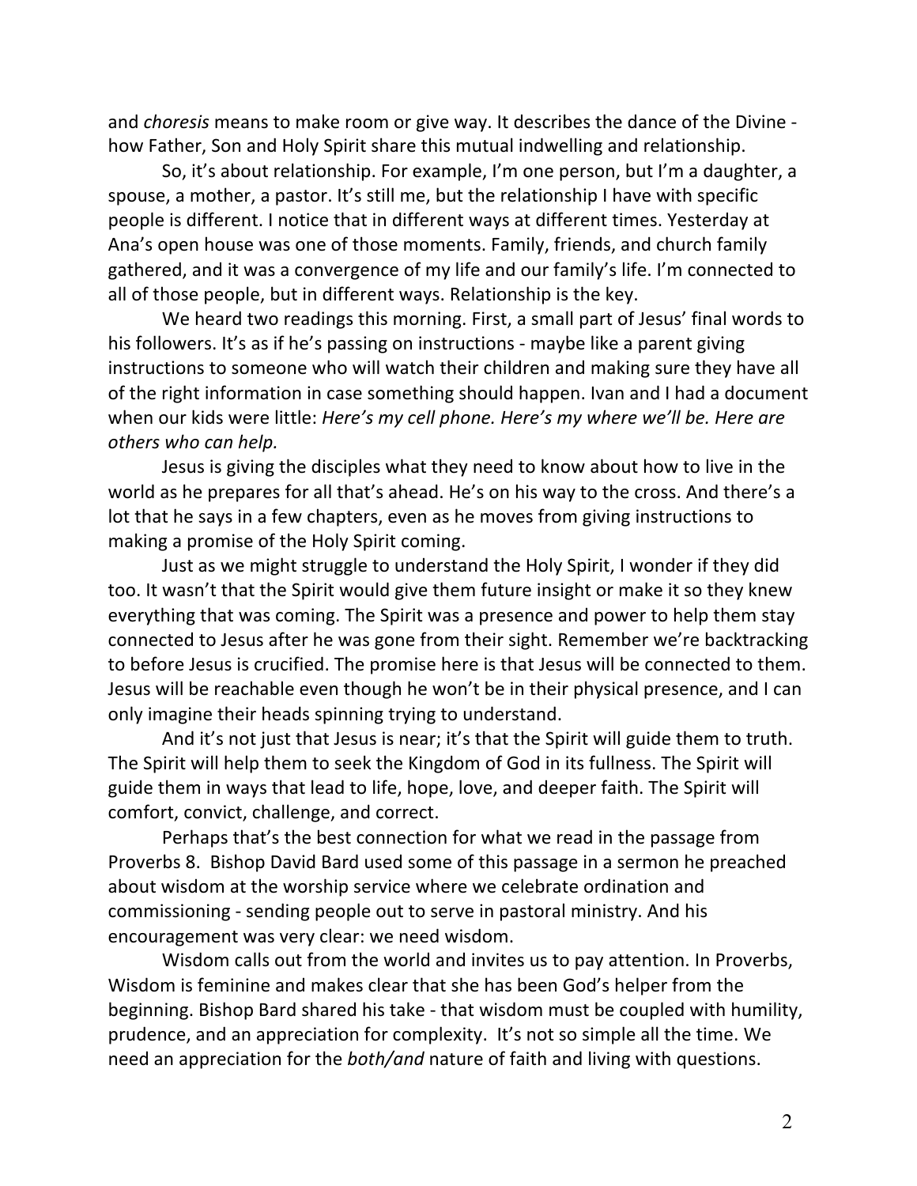and *choresis* means to make room or give way. It describes the dance of the Divine - how Father, Son and Holy Spirit share this mutual indwelling and relationship.

So, it's about relationship. For example, I'm one person, but I'm a daughter, a spouse, a mother, a pastor. It's still me, but the relationship I have with specific people is different. I notice that in different ways at different times. Yesterday at Ana's open house was one of those moments. Family, friends, and church family gathered, and it was a convergence of my life and our family's life. I'm connected to all of those people, but in different ways. Relationship is the key.

We heard two readings this morning. First, a small part of Jesus' final words to his followers. It's as if he's passing on instructions - maybe like a parent giving instructions to someone who will watch their children and making sure they have all of the right information in case something should happen. Ivan and I had a document when our kids were little: *Here's my cell phone. Here's my where we'll be. Here are others who can help.*

Jesus is giving the disciples what they need to know about how to live in the world as he prepares for all that's ahead. He's on his way to the cross. And there's a lot that he says in a few chapters, even as he moves from giving instructions to making a promise of the Holy Spirit coming.

Just as we might struggle to understand the Holy Spirit, I wonder if they did too. It wasn't that the Spirit would give them future insight or make it so they knew everything that was coming. The Spirit was a presence and power to help them stay connected to Jesus after he was gone from their sight. Remember we're backtracking to before Jesus is crucified. The promise here is that Jesus will be connected to them. Jesus will be reachable even though he won't be in their physical presence, and I can only imagine their heads spinning trying to understand.

And it's not just that Jesus is near; it's that the Spirit will guide them to truth. The Spirit will help them to seek the Kingdom of God in its fullness. The Spirit will guide them in ways that lead to life, hope, love, and deeper faith. The Spirit will comfort, convict, challenge, and correct.

Perhaps that's the best connection for what we read in the passage from Proverbs 8. Bishop David Bard used some of this passage in a sermon he preached about wisdom at the worship service where we celebrate ordination and commissioning - sending people out to serve in pastoral ministry. And his encouragement was very clear: we need wisdom.

Wisdom calls out from the world and invites us to pay attention. In Proverbs, Wisdom is feminine and makes clear that she has been God's helper from the beginning. Bishop Bard shared his take - that wisdom must be coupled with humility, prudence, and an appreciation for complexity. It's not so simple all the time. We need an appreciation for the *both/and* nature of faith and living with questions.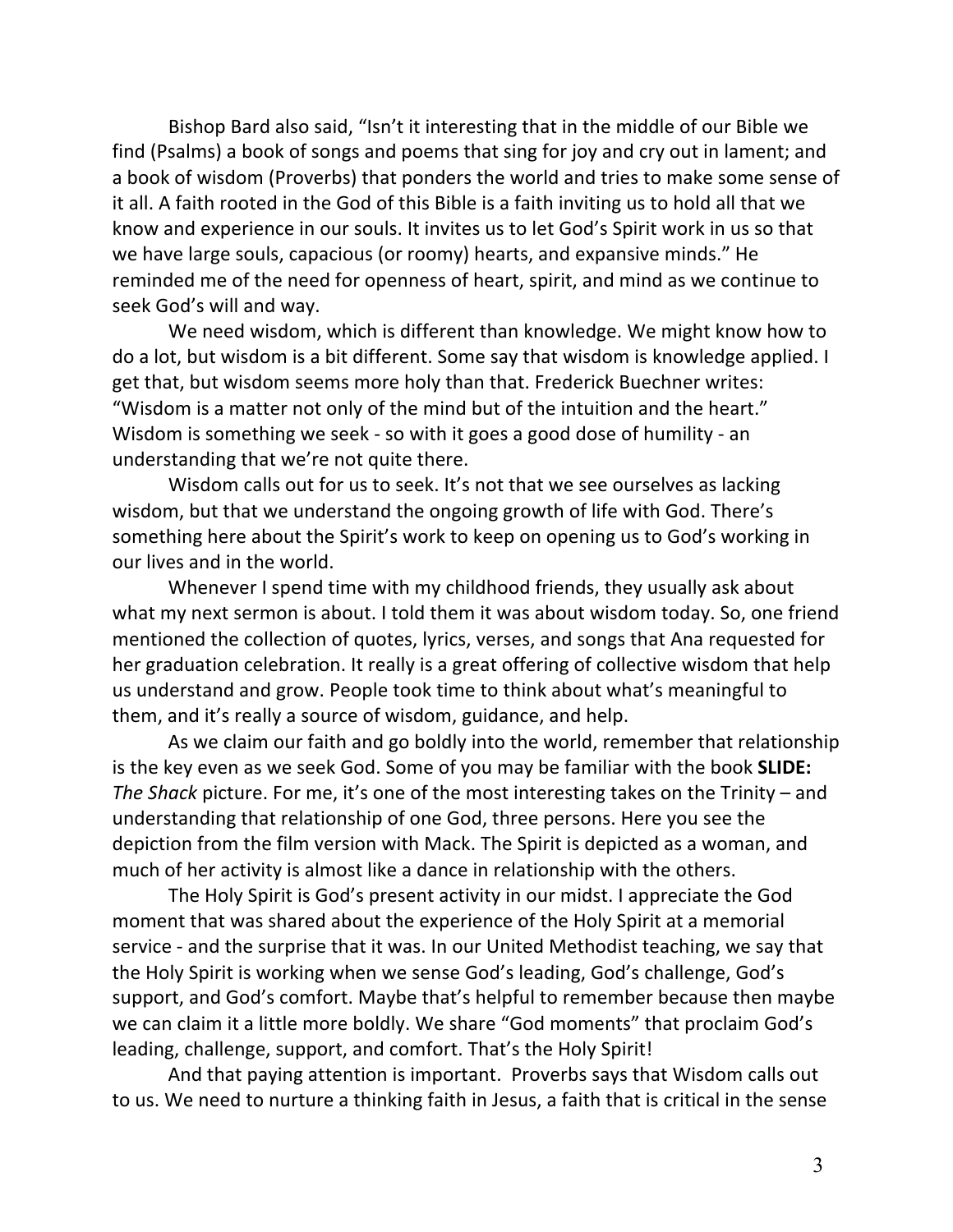Bishop Bard also said, "Isn't it interesting that in the middle of our Bible we find (Psalms) a book of songs and poems that sing for joy and cry out in lament; and a book of wisdom (Proverbs) that ponders the world and tries to make some sense of it all. A faith rooted in the God of this Bible is a faith inviting us to hold all that we know and experience in our souls. It invites us to let God's Spirit work in us so that we have large souls, capacious (or roomy) hearts, and expansive minds." He reminded me of the need for openness of heart, spirit, and mind as we continue to seek God's will and way.

We need wisdom, which is different than knowledge. We might know how to do a lot, but wisdom is a bit different. Some say that wisdom is knowledge applied. I get that, but wisdom seems more holy than that. Frederick Buechner writes: "Wisdom is a matter not only of the mind but of the intuition and the heart." Wisdom is something we seek - so with it goes a good dose of humility - an understanding that we're not quite there.

Wisdom calls out for us to seek. It's not that we see ourselves as lacking wisdom, but that we understand the ongoing growth of life with God. There's something here about the Spirit's work to keep on opening us to God's working in our lives and in the world.

Whenever I spend time with my childhood friends, they usually ask about what my next sermon is about. I told them it was about wisdom today. So, one friend mentioned the collection of quotes, lyrics, verses, and songs that Ana requested for her graduation celebration. It really is a great offering of collective wisdom that help us understand and grow. People took time to think about what's meaningful to them, and it's really a source of wisdom, guidance, and help.

As we claim our faith and go boldly into the world, remember that relationship is the key even as we seek God. Some of you may be familiar with the book **SLIDE:** *The Shack* picture. For me, it's one of the most interesting takes on the Trinity – and understanding that relationship of one God, three persons. Here you see the depiction from the film version with Mack. The Spirit is depicted as a woman, and much of her activity is almost like a dance in relationship with the others.

The Holy Spirit is God's present activity in our midst. I appreciate the God moment that was shared about the experience of the Holy Spirit at a memorial service - and the surprise that it was. In our United Methodist teaching, we say that the Holy Spirit is working when we sense God's leading, God's challenge, God's support, and God's comfort. Maybe that's helpful to remember because then maybe we can claim it a little more boldly. We share "God moments" that proclaim God's leading, challenge, support, and comfort. That's the Holy Spirit!

And that paying attention is important. Proverbs says that Wisdom calls out to us. We need to nurture a thinking faith in Jesus, a faith that is critical in the sense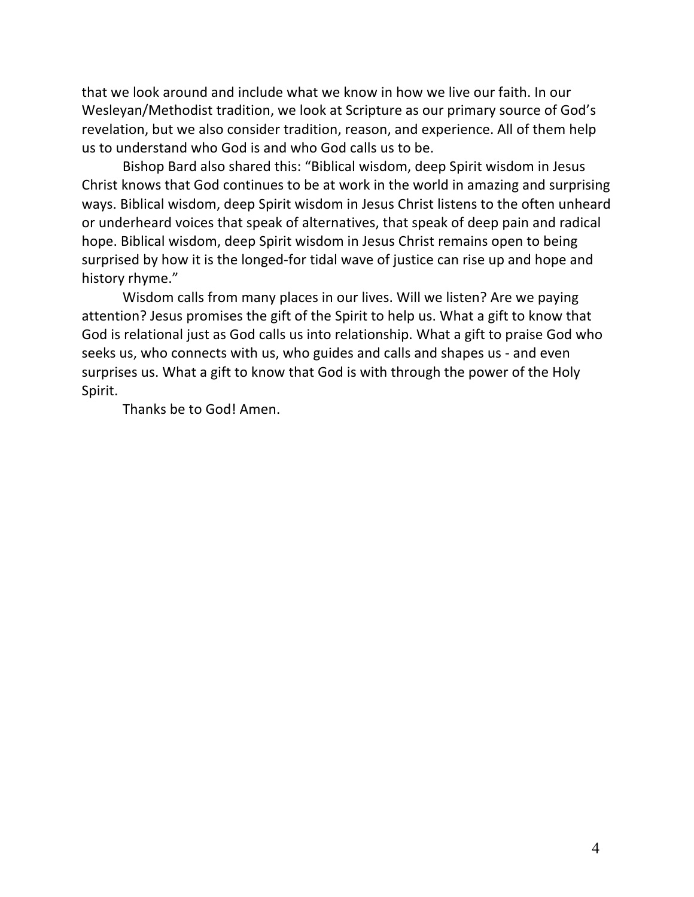that we look around and include what we know in how we live our faith. In our Wesleyan/Methodist tradition, we look at Scripture as our primary source of God's revelation, but we also consider tradition, reason, and experience. All of them help us to understand who God is and who God calls us to be.

Bishop Bard also shared this: "Biblical wisdom, deep Spirit wisdom in Jesus Christ knows that God continues to be at work in the world in amazing and surprising ways. Biblical wisdom, deep Spirit wisdom in Jesus Christ listens to the often unheard or underheard voices that speak of alternatives, that speak of deep pain and radical hope. Biblical wisdom, deep Spirit wisdom in Jesus Christ remains open to being surprised by how it is the longed-for tidal wave of justice can rise up and hope and history rhyme."

Wisdom calls from many places in our lives. Will we listen? Are we paying attention? Jesus promises the gift of the Spirit to help us. What a gift to know that God is relational just as God calls us into relationship. What a gift to praise God who seeks us, who connects with us, who guides and calls and shapes us - and even surprises us. What a gift to know that God is with through the power of the Holy Spirit.

Thanks be to God! Amen.